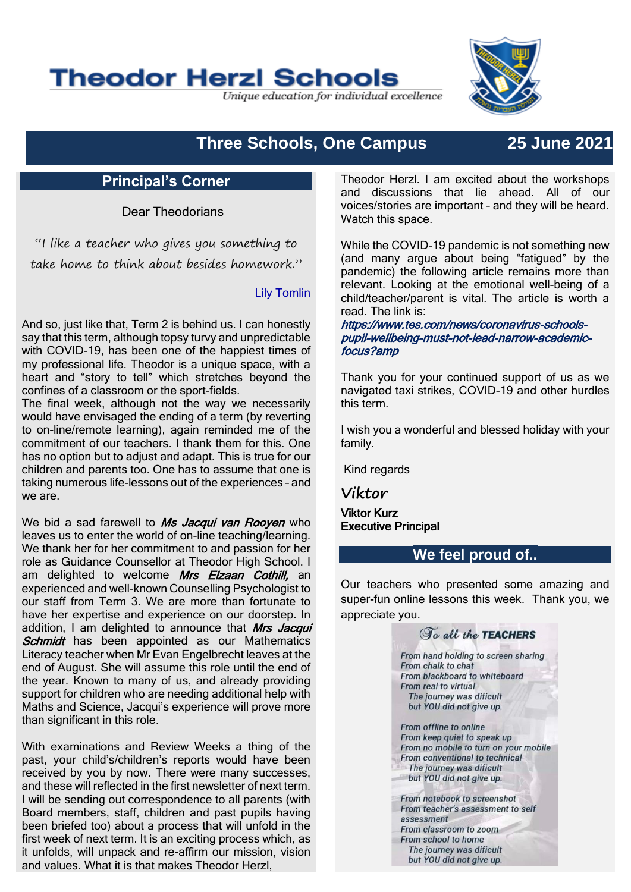# Theodor Herzl Schools

*Unique education for individual excellence*

## Three Schools, One Campus — 25 June 2021

## Principal's Corner

Dear Theodorians

*"I like a teacher who gives you something to take home to think about besides homework."*

Lily Tomlin

And so, just like that, Term 2 is behind us. I can honestly say that this term, although topsy turvy and unpredictable with COVID-19, has been one of the happiest times of my professional life. Theodor is a unique space, with a heart and "story to tell" which stretches beyond the confines of a classroom or the sport-fields.

The final week, although not the way we necessarily would have envisaged the ending of a term (by reverting to on-line/remote learning), again reminded me of the commitment of our teachers. I thank them for this. One has no option but to adjust and adapt. This is true for our children and parents too. One has to assume that one is taking numerous life-lessons out of the experiences – and we are.

We bid a sad farewell to ***Ms Jacqui van Rooyen*** who leaves us to enter the world of on-line teaching/learning. We thank her for her commitment to and passion for her role as Guidance Counsellor at Theodor High School. I am delighted to welcome ***Mrs Elzaan Cothill,*** an experienced and well-known Counselling Psychologist to our staff from Term 3. We are more than fortunate to have her expertise and experience on our doorstep. In addition, I am delighted to announce that ***Mrs Jacqui Schmidt*** has been appointed as our Mathematics Literacy teacher when Mr Evan Engelbrecht leaves at the end of August. She will assume this role until the end of the year. Known to many of us, and already providing support for children who are needing additional help with Maths and Science, Jacqui's experience will prove more than significant in this role.

With examinations and Review Weeks a thing of the past, your child's/children's reports would have been received by you by now. There were many successes, and these will reflected in the first newsletter of next term. I will be sending out correspondence to all parents (with Board members, staff, children and past pupils having been briefed too) about a process that will unfold in the first week of next term. It is an exciting process which, as it unfolds, will unpack and re-affirm our mission, vision and values. What it is that makes Theodor Herzl, Theodor Herzl. I am excited about the workshops and discussions that lie ahead. All of our voices/stories are important – and they will be heard. Watch this space.

While the COVID-19 pandemic is not something new (and many argue about being "fatigued" by the pandemic) the following article remains more than relevant. Looking at the emotional well-being of a child/teacher/parent is vital. The article is worth a read. The link is: ***https://www.tes.com/news/coronavirus-schools-pupil-wellbeing-must-not-lead-narrow-academic-focus?amp***

Thank you for your continued support of us as we navigated taxi strikes, COVID-19 and other hurdles this term.

I wish you a wonderful and blessed holiday with your family.

Kind regards

*Viktor*

**Viktor Kurz**
**Executive Principal**

## We feel proud of..

Our teachers who presented some amazing and super-fun online lessons this week. Thank you, we appreciate you.

**To all the TEACHERS**

*From hand holding to screen sharing*
*From chalk to chat*
*From blackboard to whiteboard*
*From real to virtual*
*The journey was dificult*
*but YOU did not give up.*

*From offline to online*
*From keep quiet to speak up*
*From no mobile to turn on your mobile*
*From conventional to technical*
*The journey was dificult*
*but YOU did not give up.*

*From notebook to screenshot*
*From teacher's assessment to self assessment*
*From classroom to zoom*
*From school to home*
*The journey was dificult*
*but YOU did not give up.*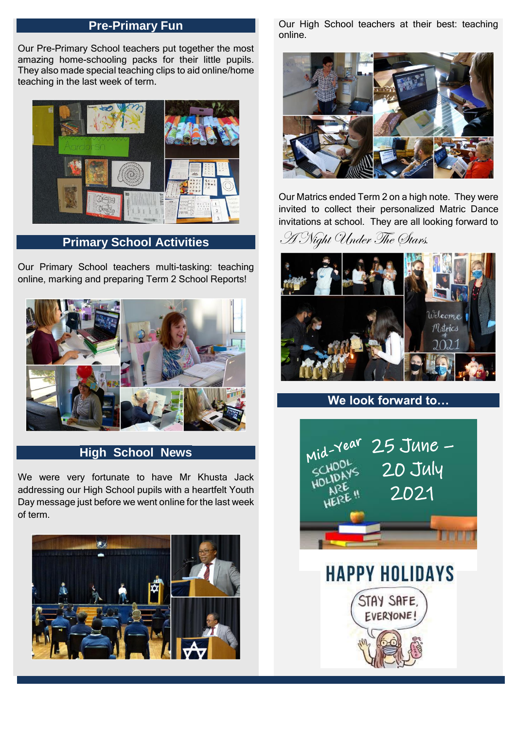## Pre-Primary Fun

Our Pre-Primary School teachers put together the most amazing home-schooling packs for their little pupils. They also made special teaching clips to aid online/home teaching in the last week of term.

## Primary School Activities

Our Primary School teachers multi-tasking: teaching online, marking and preparing Term 2 School Reports!

## High School News

We were very fortunate to have Mr Khusta Jack addressing our High School pupils with a heartfelt Youth Day message just before we went online for the last week of term.

Our High School teachers at their best: teaching online.

Our Matrics ended Term 2 on a high note. They were invited to collect their personalized Matric Dance invitations at school. They are all looking forward to

*A Night Under The Stars.*

## We look forward to…

Mid-Year SCHOOL HOLIDAYS ARE HERE !!

25 June – 20 July 2021

**HAPPY HOLIDAYS**

STAY SAFE, EVERYONE!